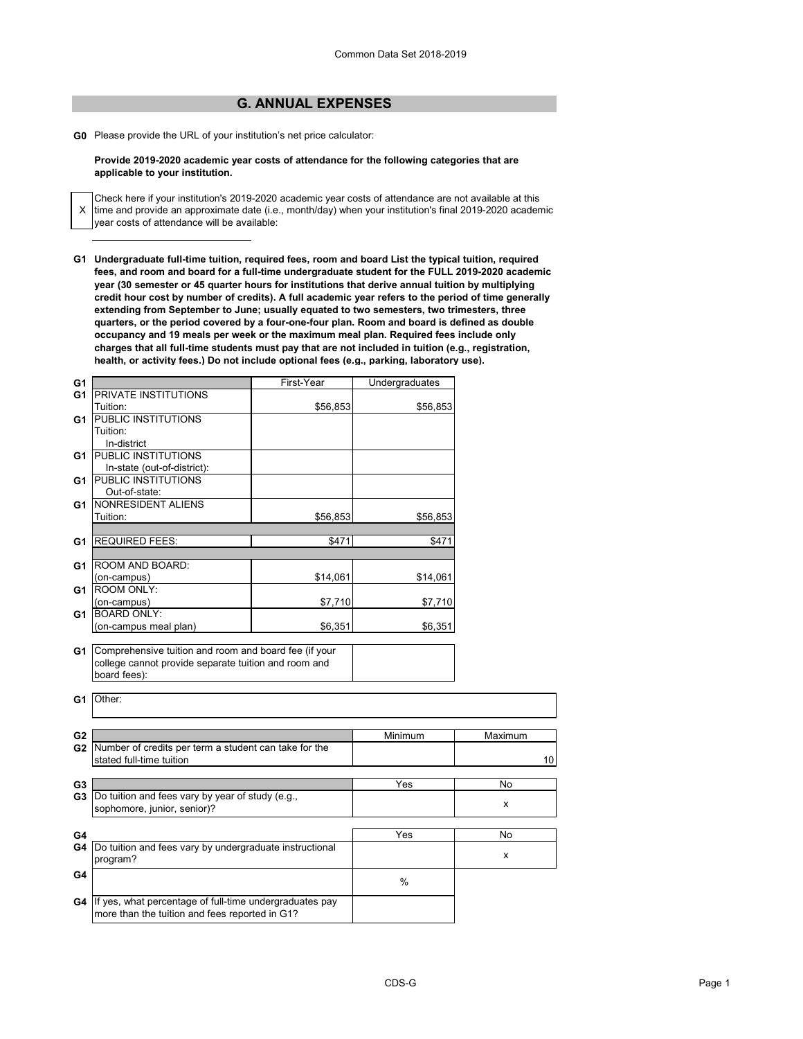## G. ANNUAL EXPENSES

**G0** Please provide the URL of your institution's net price calculator:

**Provide 2019-2020 academic year costs of attendance for the following categories that are applicable to your institution.**

X Check here if your institution's 2019-2020 academic year costs of attendance are not available at this time and provide an approximate date (i.e., month/day) when your institution's final 2019-2020 academic year costs of attendance will be available:

**G1 Undergraduate full-time tuition, required fees, room and board List the typical tuition, required fees, and room and board for a full-time undergraduate student for the FULL 2019-2020 academic year (30 semester or 45 quarter hours for institutions that derive annual tuition by multiplying credit hour cost by number of credits). A full academic year refers to the period of time generally extending from September to June; usually equated to two semesters, two trimesters, three quarters, or the period covered by a four-one-four plan. Room and board is defined as double occupancy and 19 meals per week or the maximum meal plan. Required fees include only charges that all full-time students must pay that are not included in tuition (e.g., registration, health, or activity fees.) Do not include optional fees (e.g., parking, laboratory use).**

| | | First-Year | Undergraduates |
|---|---|---|---|
| G1 | PRIVATE INSTITUTIONS Tuition: | $56,853 | $56,853 |
| G1 | PUBLIC INSTITUTIONS Tuition: In-district | | |
| G1 | PUBLIC INSTITUTIONS In-state (out-of-district): | | |
| G1 | PUBLIC INSTITUTIONS Out-of-state: | | |
| G1 | NONRESIDENT ALIENS Tuition: | $56,853 | $56,853 |
| G1 | REQUIRED FEES: | $471 | $471 |
| G1 | ROOM AND BOARD: (on-campus) | $14,061 | $14,061 |
| G1 | ROOM ONLY: (on-campus) | $7,710 | $7,710 |
| G1 | BOARD ONLY: (on-campus meal plan) | $6,351 | $6,351 |

| | | |
|---|---|---|
| G1 | Comprehensive tuition and room and board fee (if your college cannot provide separate tuition and room and board fees): | |

**G1** Other:

| | | Minimum | Maximum |
|---|---|---|---|
| G2 | Number of credits per term a student can take for the stated full-time tuition | | 10 |

| | | Yes | No |
|---|---|---|---|
| G3 | Do tuition and fees vary by year of study (e.g., sophomore, junior, senior)? | | x |

| | | Yes | No |
|---|---|---|---|
| G4 | Do tuition and fees vary by undergraduate instructional program? | | x |
| G4 | | % | |
| G4 | If yes, what percentage of full-time undergraduates pay more than the tuition and fees reported in G1? | | |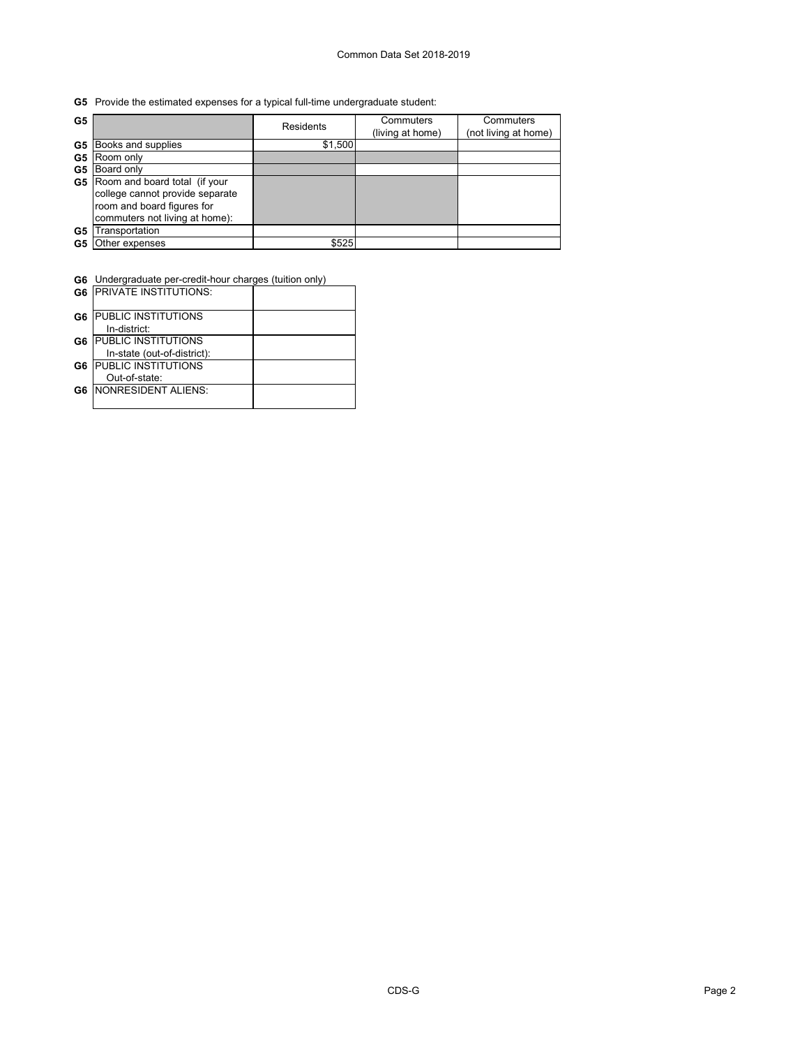**G5** Provide the estimated expenses for a typical full-time undergraduate student:

| G5 | | Residents | Commuters (living at home) | Commuters (not living at home) |
|---|---|---|---|---|
| G5 | Books and supplies | $1,500 | | |
| G5 | Room only | | | |
| G5 | Board only | | | |
| G5 | Room and board total (if your college cannot provide separate room and board figures for commuters not living at home): | | | |
| G5 | Transportation | | | |
| G5 | Other expenses | $525 | | |

**G6** Undergraduate per-credit-hour charges (tuition only)

| | | |
|---|---|---|
| G6 | PRIVATE INSTITUTIONS: | |
| G6 | PUBLIC INSTITUTIONS In-district: | |
| G6 | PUBLIC INSTITUTIONS In-state (out-of-district): | |
| G6 | PUBLIC INSTITUTIONS Out-of-state: | |
| G6 | NONRESIDENT ALIENS: | |